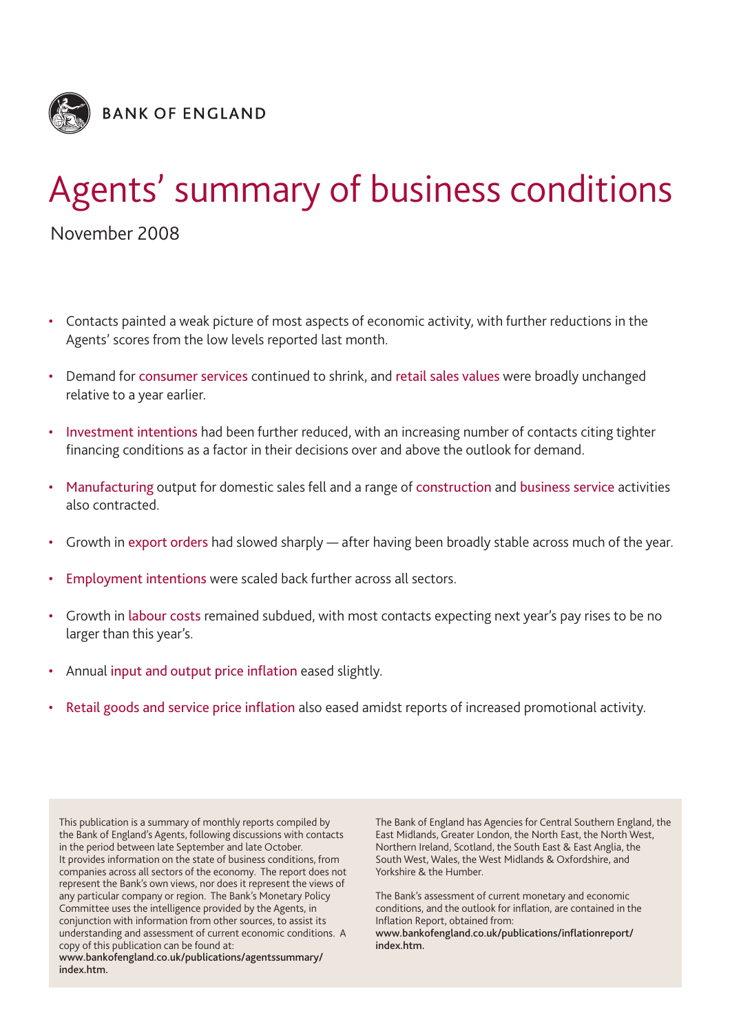BANK OF ENGLAND

# Agents' summary of business conditions

November 2008

- Contacts painted a weak picture of most aspects of economic activity, with further reductions in the Agents' scores from the low levels reported last month.
- Demand for consumer services continued to shrink, and retail sales values were broadly unchanged relative to a year earlier.
- Investment intentions had been further reduced, with an increasing number of contacts citing tighter financing conditions as a factor in their decisions over and above the outlook for demand.
- Manufacturing output for domestic sales fell and a range of construction and business service activities also contracted.
- Growth in export orders had slowed sharply — after having been broadly stable across much of the year.
- Employment intentions were scaled back further across all sectors.
- Growth in labour costs remained subdued, with most contacts expecting next year's pay rises to be no larger than this year's.
- Annual input and output price inflation eased slightly.
- Retail goods and service price inflation also eased amidst reports of increased promotional activity.

This publication is a summary of monthly reports compiled by the Bank of England's Agents, following discussions with contacts in the period between late September and late October. It provides information on the state of business conditions, from companies across all sectors of the economy. The report does not represent the Bank's own views, nor does it represent the views of any particular company or region. The Bank's Monetary Policy Committee uses the intelligence provided by the Agents, in conjunction with information from other sources, to assist its understanding and assessment of current economic conditions. A copy of this publication can be found at: **www.bankofengland.co.uk/publications/agentssummary/index.htm.**

The Bank of England has Agencies for Central Southern England, the East Midlands, Greater London, the North East, the North West, Northern Ireland, Scotland, the South East & East Anglia, the South West, Wales, the West Midlands & Oxfordshire, and Yorkshire & the Humber.

The Bank's assessment of current monetary and economic conditions, and the outlook for inflation, are contained in the Inflation Report, obtained from: **www.bankofengland.co.uk/publications/inflationreport/index.htm.**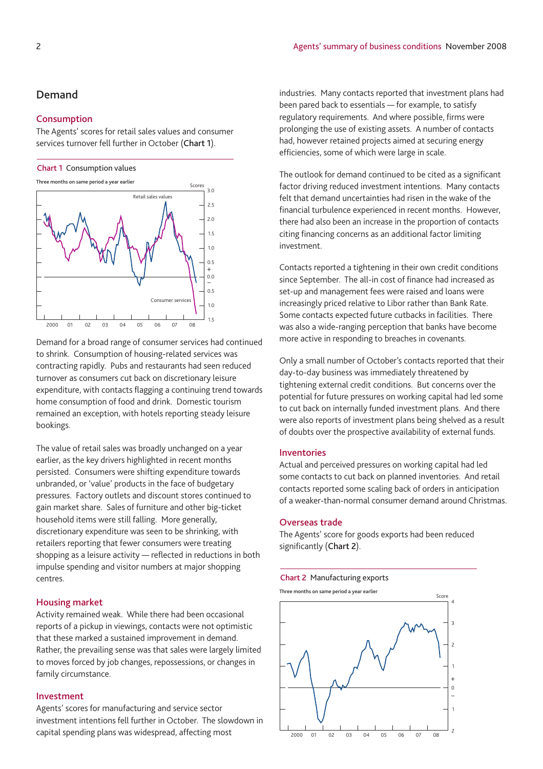## Demand

### Consumption

The Agents' scores for retail sales values and consumer services turnover fell further in October (**Chart 1**).

Chart 1 Consumption values

Three months on same period a year earlier

Demand for a broad range of consumer services had continued to shrink. Consumption of housing-related services was contracting rapidly. Pubs and restaurants had seen reduced turnover as consumers cut back on discretionary leisure expenditure, with contacts flagging a continuing trend towards home consumption of food and drink. Domestic tourism remained an exception, with hotels reporting steady leisure bookings.

The value of retail sales was broadly unchanged on a year earlier, as the key drivers highlighted in recent months persisted. Consumers were shifting expenditure towards unbranded, or 'value' products in the face of budgetary pressures. Factory outlets and discount stores continued to gain market share. Sales of furniture and other big-ticket household items were still falling. More generally, discretionary expenditure was seen to be shrinking, with retailers reporting that fewer consumers were treating shopping as a leisure activity — reflected in reductions in both impulse spending and visitor numbers at major shopping centres.

### Housing market

Activity remained weak. While there had been occasional reports of a pickup in viewings, contacts were not optimistic that these marked a sustained improvement in demand. Rather, the prevailing sense was that sales were largely limited to moves forced by job changes, repossessions, or changes in family circumstance.

### Investment

Agents' scores for manufacturing and service sector investment intentions fell further in October. The slowdown in capital spending plans was widespread, affecting most industries. Many contacts reported that investment plans had been pared back to essentials — for example, to satisfy regulatory requirements. And where possible, firms were prolonging the use of existing assets. A number of contacts had, however retained projects aimed at securing energy efficiencies, some of which were large in scale.

The outlook for demand continued to be cited as a significant factor driving reduced investment intentions. Many contacts felt that demand uncertainties had risen in the wake of the financial turbulence experienced in recent months. However, there had also been an increase in the proportion of contacts citing financing concerns as an additional factor limiting investment.

Contacts reported a tightening in their own credit conditions since September. The all-in cost of finance had increased as set-up and management fees were raised and loans were increasingly priced relative to Libor rather than Bank Rate. Some contacts expected future cutbacks in facilities. There was also a wide-ranging perception that banks have become more active in responding to breaches in covenants.

Only a small number of October's contacts reported that their day-to-day business was immediately threatened by tightening external credit conditions. But concerns over the potential for future pressures on working capital had led some to cut back on internally funded investment plans. And there were also reports of investment plans being shelved as a result of doubts over the prospective availability of external funds.

### Inventories

Actual and perceived pressures on working capital had led some contacts to cut back on planned inventories. And retail contacts reported some scaling back of orders in anticipation of a weaker-than-normal consumer demand around Christmas.

### Overseas trade

The Agents' score for goods exports had been reduced significantly (**Chart 2**).

Chart 2 Manufacturing exports

Three months on same period a year earlier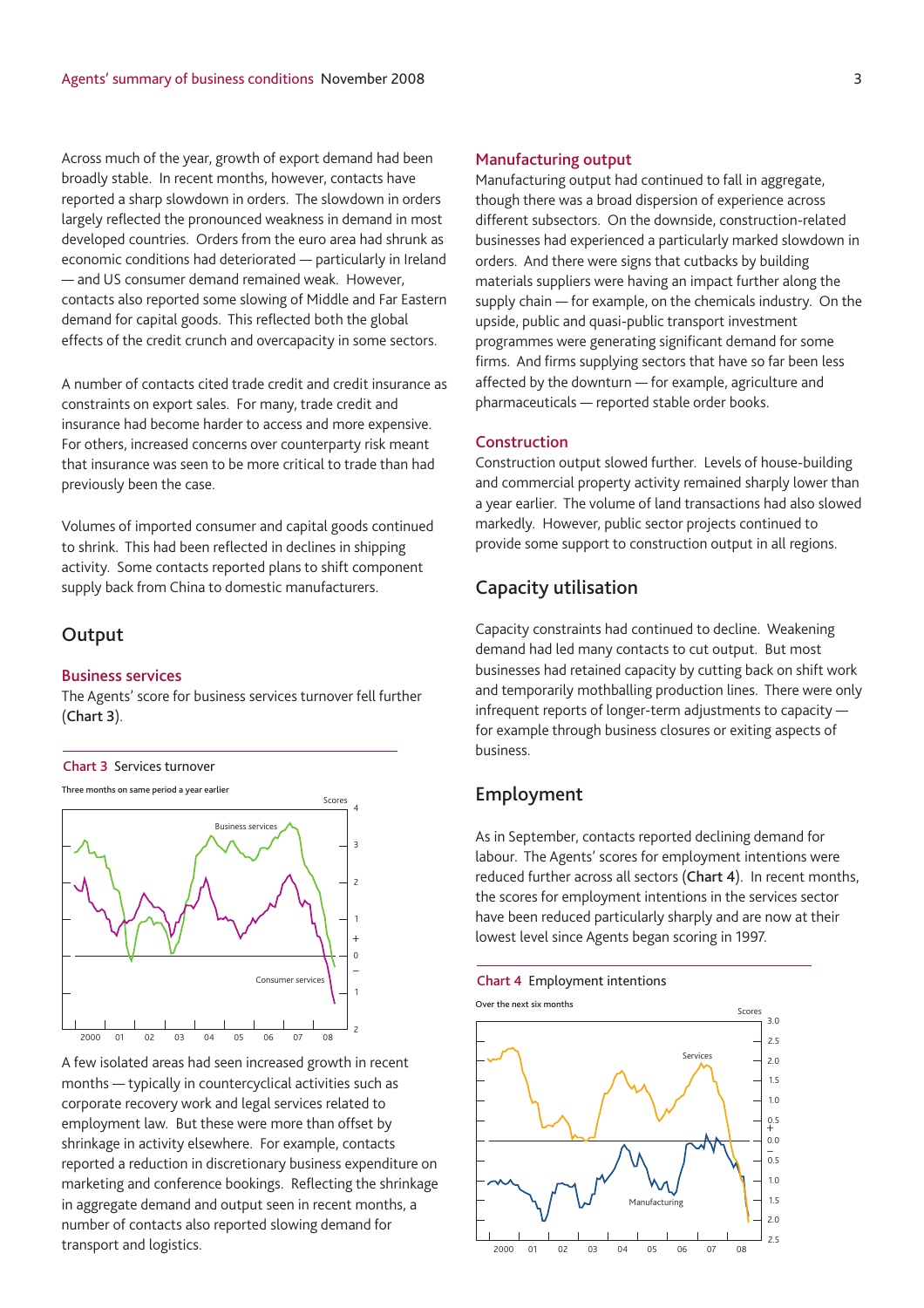Across much of the year, growth of export demand had been broadly stable. In recent months, however, contacts have reported a sharp slowdown in orders. The slowdown in orders largely reflected the pronounced weakness in demand in most developed countries. Orders from the euro area had shrunk as economic conditions had deteriorated — particularly in Ireland — and US consumer demand remained weak. However, contacts also reported some slowing of Middle and Far Eastern demand for capital goods. This reflected both the global effects of the credit crunch and overcapacity in some sectors.

A number of contacts cited trade credit and credit insurance as constraints on export sales. For many, trade credit and insurance had become harder to access and more expensive. For others, increased concerns over counterparty risk meant that insurance was seen to be more critical to trade than had previously been the case.

Volumes of imported consumer and capital goods continued to shrink. This had been reflected in declines in shipping activity. Some contacts reported plans to shift component supply back from China to domestic manufacturers.

## Output

### Business services

The Agents' score for business services turnover fell further (**Chart 3**).

**Chart 3** Services turnover

Three months on same period a year earlier

A few isolated areas had seen increased growth in recent months — typically in countercyclical activities such as corporate recovery work and legal services related to employment law. But these were more than offset by shrinkage in activity elsewhere. For example, contacts reported a reduction in discretionary business expenditure on marketing and conference bookings. Reflecting the shrinkage in aggregate demand and output seen in recent months, a number of contacts also reported slowing demand for transport and logistics.

### Manufacturing output

Manufacturing output had continued to fall in aggregate, though there was a broad dispersion of experience across different subsectors. On the downside, construction-related businesses had experienced a particularly marked slowdown in orders. And there were signs that cutbacks by building materials suppliers were having an impact further along the supply chain — for example, on the chemicals industry. On the upside, public and quasi-public transport investment programmes were generating significant demand for some firms. And firms supplying sectors that have so far been less affected by the downturn — for example, agriculture and pharmaceuticals — reported stable order books.

### Construction

Construction output slowed further. Levels of house-building and commercial property activity remained sharply lower than a year earlier. The volume of land transactions had also slowed markedly. However, public sector projects continued to provide some support to construction output in all regions.

## Capacity utilisation

Capacity constraints had continued to decline. Weakening demand had led many contacts to cut output. But most businesses had retained capacity by cutting back on shift work and temporarily mothballing production lines. There were only infrequent reports of longer-term adjustments to capacity — for example through business closures or exiting aspects of business.

## Employment

As in September, contacts reported declining demand for labour. The Agents' scores for employment intentions were reduced further across all sectors (**Chart 4**). In recent months, the scores for employment intentions in the services sector have been reduced particularly sharply and are now at their lowest level since Agents began scoring in 1997.

**Chart 4** Employment intentions

Over the next six months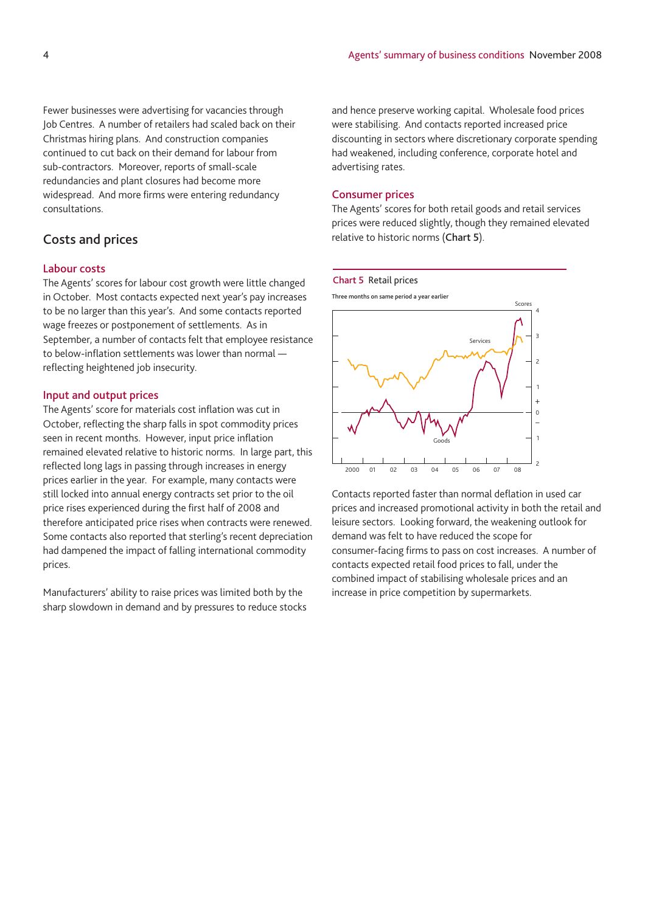Fewer businesses were advertising for vacancies through Job Centres. A number of retailers had scaled back on their Christmas hiring plans. And construction companies continued to cut back on their demand for labour from sub-contractors. Moreover, reports of small-scale redundancies and plant closures had become more widespread. And more firms were entering redundancy consultations.

## Costs and prices

### Labour costs

The Agents' scores for labour cost growth were little changed in October. Most contacts expected next year's pay increases to be no larger than this year's. And some contacts reported wage freezes or postponement of settlements. As in September, a number of contacts felt that employee resistance to below-inflation settlements was lower than normal — reflecting heightened job insecurity.

### Input and output prices

The Agents' score for materials cost inflation was cut in October, reflecting the sharp falls in spot commodity prices seen in recent months. However, input price inflation remained elevated relative to historic norms. In large part, this reflected long lags in passing through increases in energy prices earlier in the year. For example, many contacts were still locked into annual energy contracts set prior to the oil price rises experienced during the first half of 2008 and therefore anticipated price rises when contracts were renewed. Some contacts also reported that sterling's recent depreciation had dampened the impact of falling international commodity prices.

Manufacturers' ability to raise prices was limited both by the sharp slowdown in demand and by pressures to reduce stocks and hence preserve working capital. Wholesale food prices were stabilising. And contacts reported increased price discounting in sectors where discretionary corporate spending had weakened, including conference, corporate hotel and advertising rates.

### Consumer prices

The Agents' scores for both retail goods and retail services prices were reduced slightly, though they remained elevated relative to historic norms (**Chart 5**).

**Chart 5** Retail prices

Three months on same period a year earlier

Scores

4
3
2
1
+
0
–
1
2

Services

Goods

2000 01 02 03 04 05 06 07 08

Contacts reported faster than normal deflation in used car prices and increased promotional activity in both the retail and leisure sectors. Looking forward, the weakening outlook for demand was felt to have reduced the scope for consumer-facing firms to pass on cost increases. A number of contacts expected retail food prices to fall, under the combined impact of stabilising wholesale prices and an increase in price competition by supermarkets.